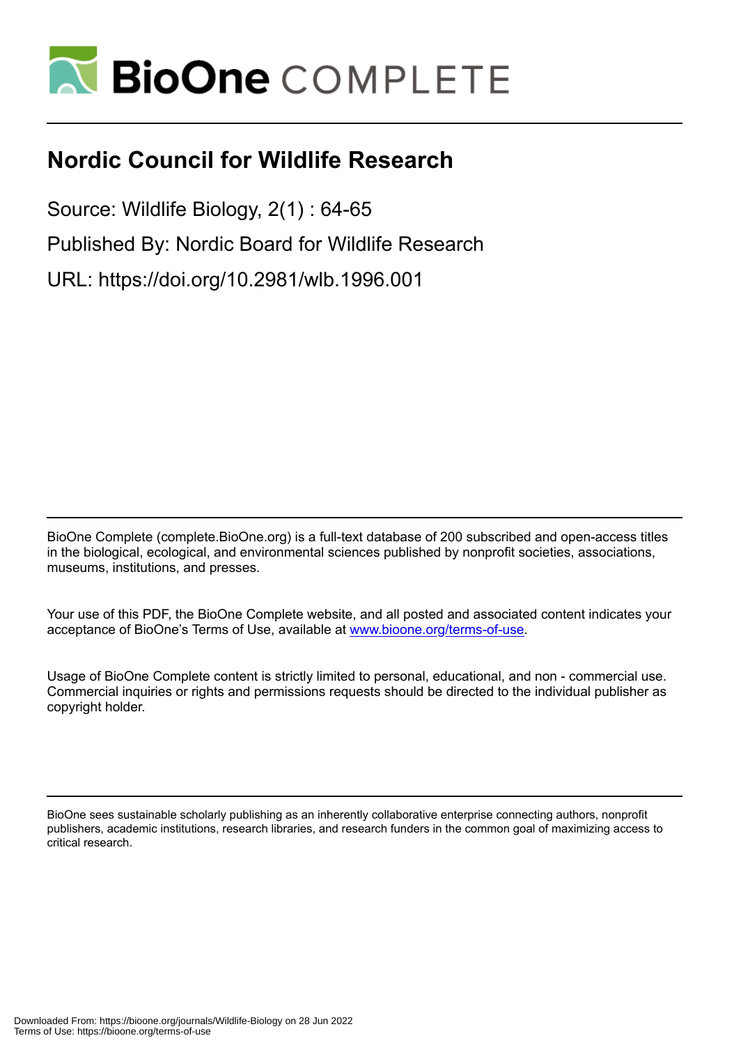# BioOne COMPLETE

# Nordic Council for Wildlife Research

Source: Wildlife Biology, 2(1) : 64-65

Published By: Nordic Board for Wildlife Research

URL: https://doi.org/10.2981/wlb.1996.001

---

BioOne Complete (complete.BioOne.org) is a full-text database of 200 subscribed and open-access titles in the biological, ecological, and environmental sciences published by nonprofit societies, associations, museums, institutions, and presses.

Your use of this PDF, the BioOne Complete website, and all posted and associated content indicates your acceptance of BioOne's Terms of Use, available at www.bioone.org/terms-of-use.

Usage of BioOne Complete content is strictly limited to personal, educational, and non - commercial use. Commercial inquiries or rights and permissions requests should be directed to the individual publisher as copyright holder.

---

BioOne sees sustainable scholarly publishing as an inherently collaborative enterprise connecting authors, nonprofit publishers, academic institutions, research libraries, and research funders in the common goal of maximizing access to critical research.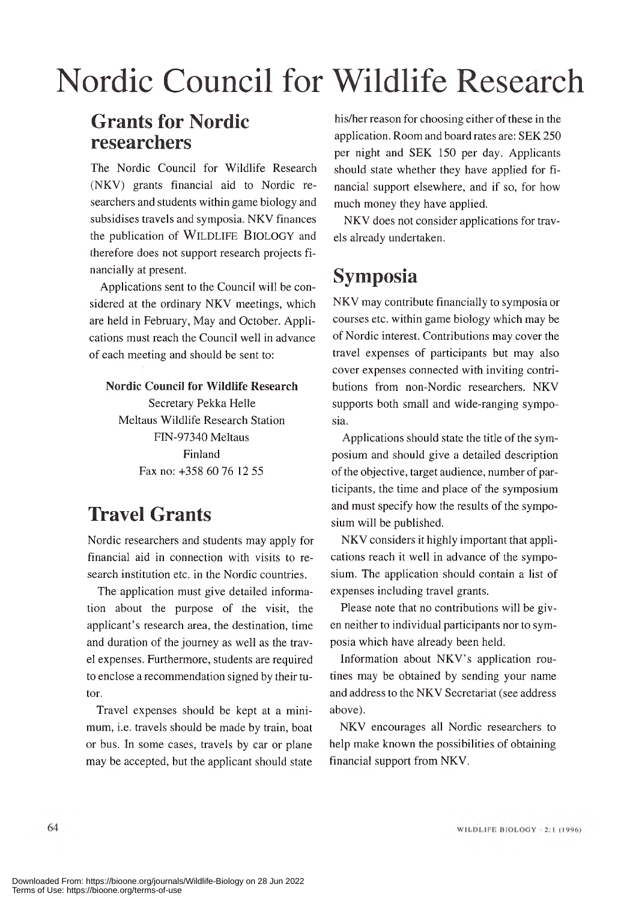# Nordic Council for Wildlife Research

## Grants for Nordic researchers

The Nordic Council for Wildlife Research (NKV) grants financial aid to Nordic researchers and students within game biology and subsidises travels and symposia. NKV finances the publication of WILDLIFE BIOLOGY and therefore does not support research projects financially at present.

Applications sent to the Council will be considered at the ordinary NKV meetings, which are held in February, May and October. Applications must reach the Council well in advance of each meeting and should be sent to:

**Nordic Council for Wildlife Research**
Secretary Pekka Helle
Meltaus Wildlife Research Station
FIN-97340 Meltaus
Finland
Fax no: +358 60 76 12 55

## Travel Grants

Nordic researchers and students may apply for financial aid in connection with visits to research institution etc. in the Nordic countries.

The application must give detailed information about the purpose of the visit, the applicant's research area, the destination, time and duration of the journey as well as the travel expenses. Furthermore, students are required to enclose a recommendation signed by their tutor.

Travel expenses should be kept at a minimum, i.e. travels should be made by train, boat or bus. In some cases, travels by car or plane may be accepted, but the applicant should state his/her reason for choosing either of these in the application. Room and board rates are: SEK 250 per night and SEK 150 per day. Applicants should state whether they have applied for financial support elsewhere, and if so, for how much money they have applied.

NKV does not consider applications for travels already undertaken.

## Symposia

NKV may contribute financially to symposia or courses etc. within game biology which may be of Nordic interest. Contributions may cover the travel expenses of participants but may also cover expenses connected with inviting contributions from non-Nordic researchers. NKV supports both small and wide-ranging symposia.

Applications should state the title of the symposium and should give a detailed description of the objective, target audience, number of participants, the time and place of the symposium and must specify how the results of the symposium will be published.

NKV considers it highly important that applications reach it well in advance of the symposium. The application should contain a list of expenses including travel grants.

Please note that no contributions will be given neither to individual participants nor to symposia which have already been held.

Information about NKV's application routines may be obtained by sending your name and address to the NKV Secretariat (see address above).

NKV encourages all Nordic researchers to help make known the possibilities of obtaining financial support from NKV.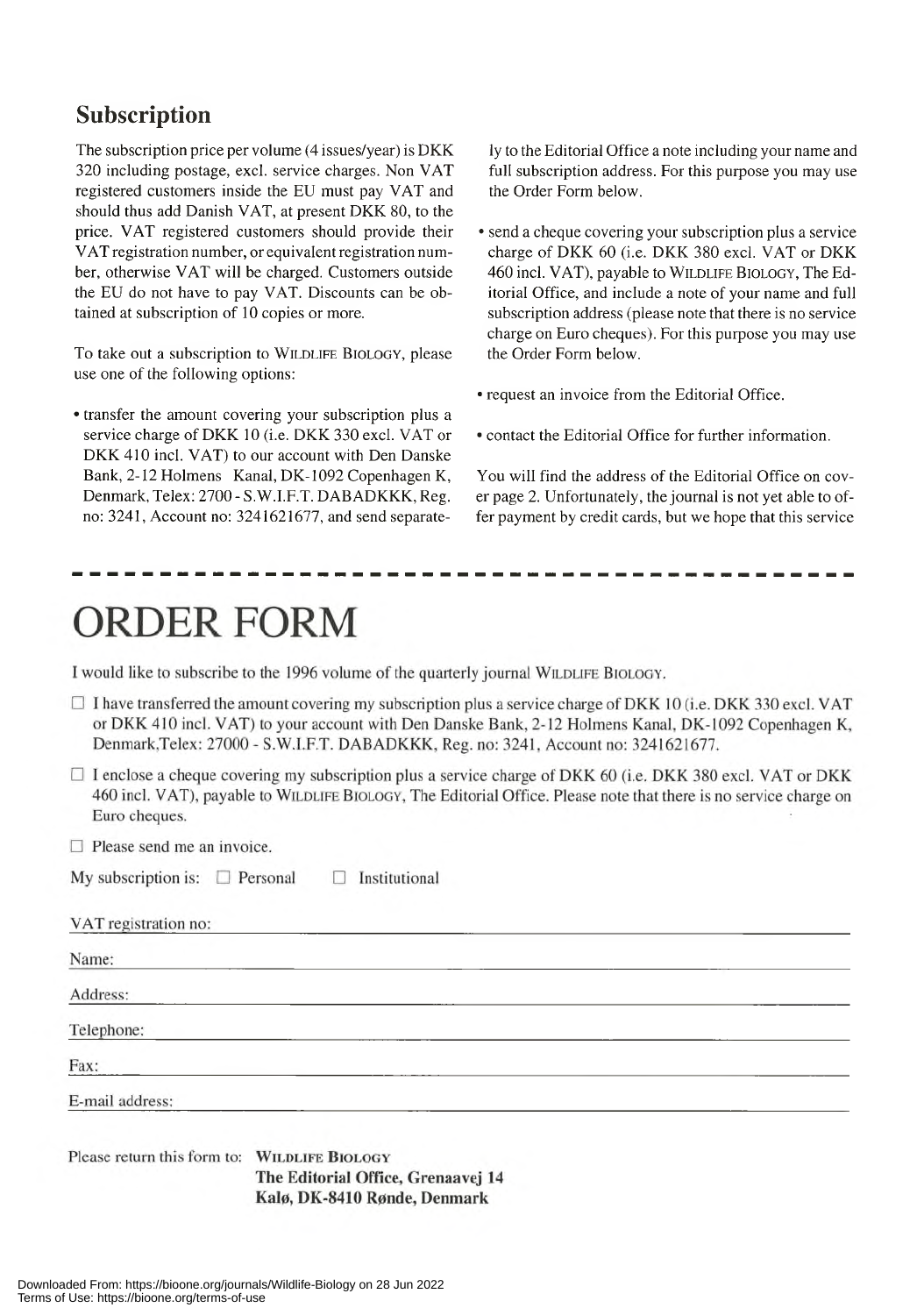## Subscription

The subscription price per volume (4 issues/year) is DKK 320 including postage, excl. service charges. Non VAT registered customers inside the EU must pay VAT and should thus add Danish VAT, at present DKK 80, to the price. VAT registered customers should provide their VAT registration number, or equivalent registration number, otherwise VAT will be charged. Customers outside the EU do not have to pay VAT. Discounts can be obtained at subscription of 10 copies or more.

To take out a subscription to WILDLIFE BIOLOGY, please use one of the following options:

- transfer the amount covering your subscription plus a service charge of DKK 10 (i.e. DKK 330 excl. VAT or DKK 410 incl. VAT) to our account with Den Danske Bank, 2-12 Holmens Kanal, DK-1092 Copenhagen K, Denmark, Telex: 2700 - S.W.I.F.T. DABADKKK, Reg. no: 3241, Account no: 3241621677, and send separately to the Editorial Office a note including your name and full subscription address. For this purpose you may use the Order Form below.
- send a cheque covering your subscription plus a service charge of DKK 60 (i.e. DKK 380 excl. VAT or DKK 460 incl. VAT), payable to WILDLIFE BIOLOGY, The Editorial Office, and include a note of your name and full subscription address (please note that there is no service charge on Euro cheques). For this purpose you may use the Order Form below.
- request an invoice from the Editorial Office.
- contact the Editorial Office for further information.

You will find the address of the Editorial Office on cover page 2. Unfortunately, the journal is not yet able to offer payment by credit cards, but we hope that this service

# ORDER FORM

I would like to subscribe to the 1996 volume of the quarterly journal WILDLIFE BIOLOGY.

☐ I have transferred the amount covering my subscription plus a service charge of DKK 10 (i.e. DKK 330 excl. VAT or DKK 410 incl. VAT) to your account with Den Danske Bank, 2-12 Holmens Kanal, DK-1092 Copenhagen K, Denmark,Telex: 27000 - S.W.I.F.T. DABADKKK, Reg. no: 3241, Account no: 3241621677.

☐ I enclose a cheque covering my subscription plus a service charge of DKK 60 (i.e. DKK 380 excl. VAT or DKK 460 incl. VAT), payable to WILDLIFE BIOLOGY, The Editorial Office. Please note that there is no service charge on Euro cheques.

☐ Please send me an invoice.

My subscription is: ☐ Personal ☐ Institutional

VAT registration no: ______________________

Name: ______________________

Address: ______________________

Telephone: ______________________

Fax: ______________________

E-mail address: ______________________

Please return this form to: **WILDLIFE BIOLOGY**
**The Editorial Office, Grenaavej 14**
**Kalø, DK-8410 Rønde, Denmark**

Downloaded From: https://bioone.org/journals/Wildlife-Biology on 28 Jun 2022
Terms of Use: https://bioone.org/terms-of-use